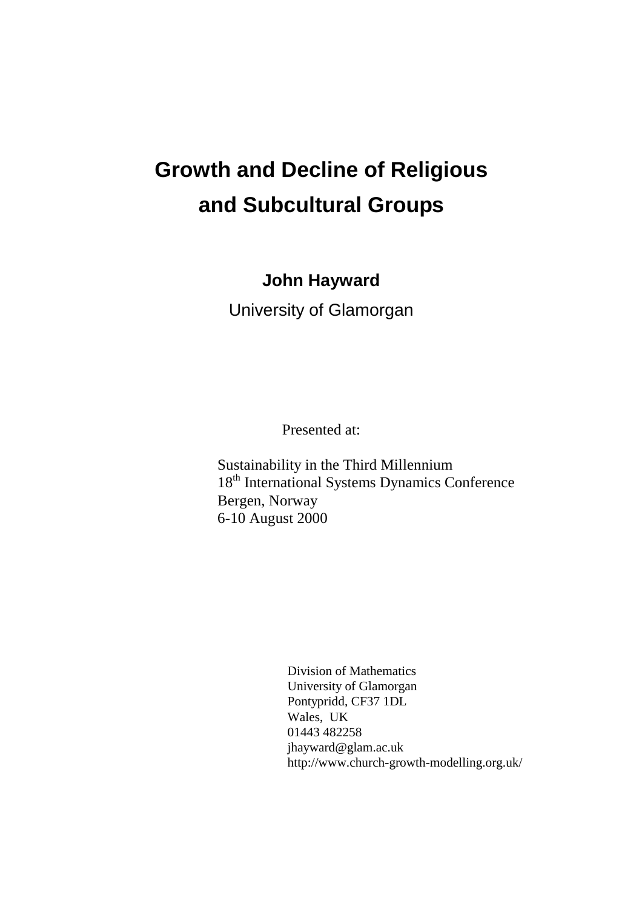# Growth and Decline of Religious and Subcultural Groups

**John Hayward**

University of Glamorgan

Presented at:

Sustainability in the Third Millennium
18th International Systems Dynamics Conference
Bergen, Norway
6-10 August 2000

Division of Mathematics
University of Glamorgan
Pontypridd, CF37 1DL
Wales, UK
01443 482258
jhayward@glam.ac.uk
http://www.church-growth-modelling.org.uk/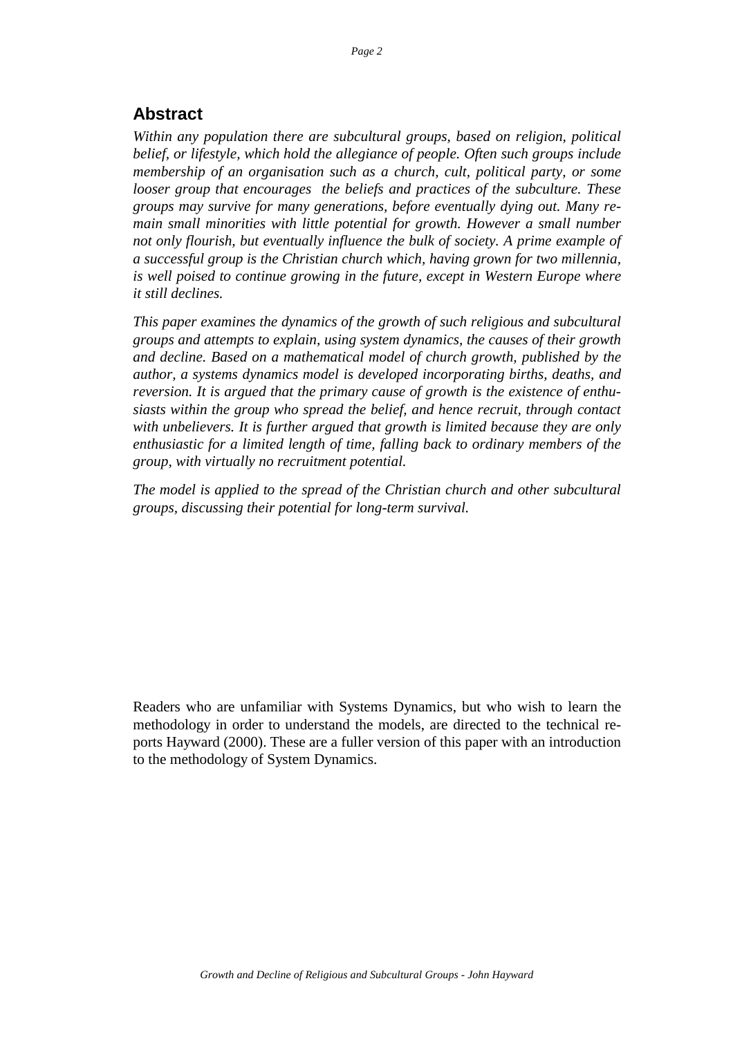## Abstract

*Within any population there are subcultural groups, based on religion, political belief, or lifestyle, which hold the allegiance of people. Often such groups include membership of an organisation such as a church, cult, political party, or some looser group that encourages the beliefs and practices of the subculture. These groups may survive for many generations, before eventually dying out. Many remain small minorities with little potential for growth. However a small number not only flourish, but eventually influence the bulk of society. A prime example of a successful group is the Christian church which, having grown for two millennia, is well poised to continue growing in the future, except in Western Europe where it still declines.*

*This paper examines the dynamics of the growth of such religious and subcultural groups and attempts to explain, using system dynamics, the causes of their growth and decline. Based on a mathematical model of church growth, published by the author, a systems dynamics model is developed incorporating births, deaths, and reversion. It is argued that the primary cause of growth is the existence of enthusiasts within the group who spread the belief, and hence recruit, through contact with unbelievers. It is further argued that growth is limited because they are only enthusiastic for a limited length of time, falling back to ordinary members of the group, with virtually no recruitment potential.*

*The model is applied to the spread of the Christian church and other subcultural groups, discussing their potential for long-term survival.*

Readers who are unfamiliar with Systems Dynamics, but who wish to learn the methodology in order to understand the models, are directed to the technical reports Hayward (2000). These are a fuller version of this paper with an introduction to the methodology of System Dynamics.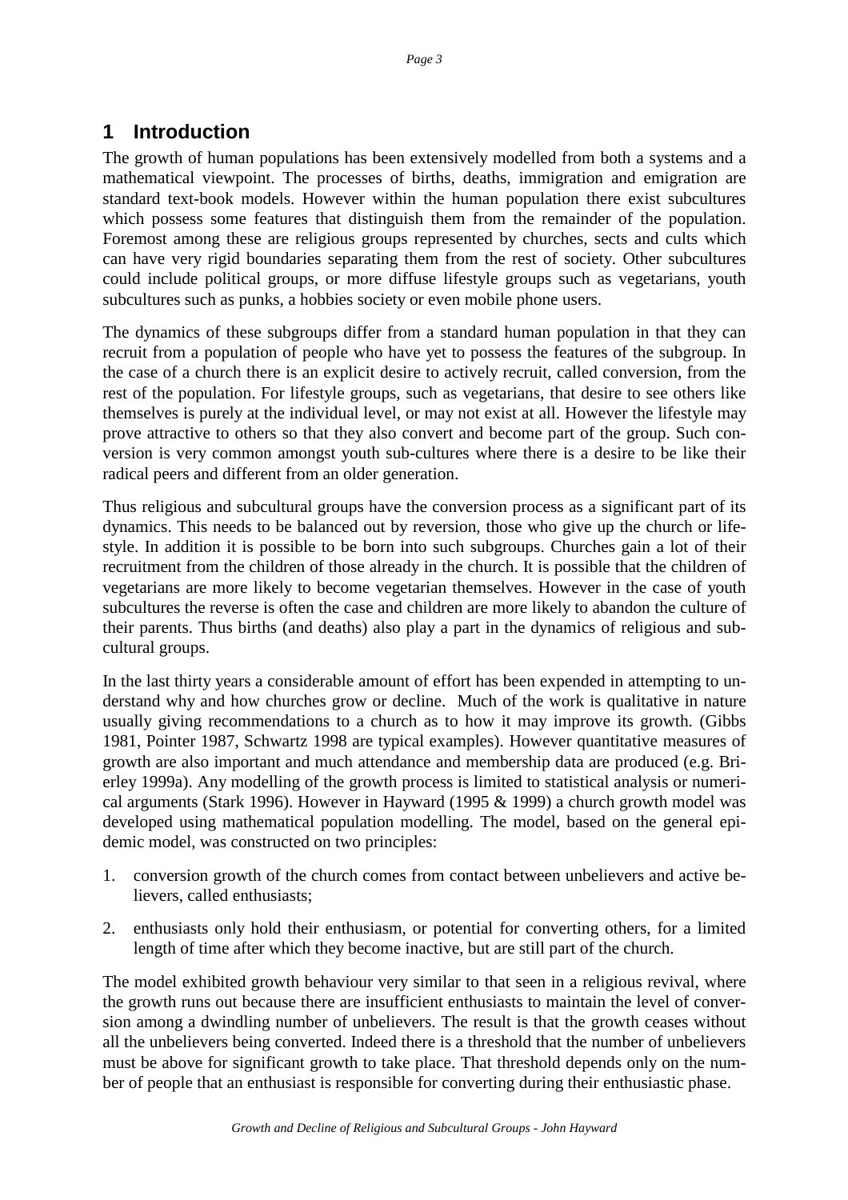# 1 Introduction

The growth of human populations has been extensively modelled from both a systems and a mathematical viewpoint. The processes of births, deaths, immigration and emigration are standard text-book models. However within the human population there exist subcultures which possess some features that distinguish them from the remainder of the population. Foremost among these are religious groups represented by churches, sects and cults which can have very rigid boundaries separating them from the rest of society. Other subcultures could include political groups, or more diffuse lifestyle groups such as vegetarians, youth subcultures such as punks, a hobbies society or even mobile phone users.

The dynamics of these subgroups differ from a standard human population in that they can recruit from a population of people who have yet to possess the features of the subgroup. In the case of a church there is an explicit desire to actively recruit, called conversion, from the rest of the population. For lifestyle groups, such as vegetarians, that desire to see others like themselves is purely at the individual level, or may not exist at all. However the lifestyle may prove attractive to others so that they also convert and become part of the group. Such conversion is very common amongst youth sub-cultures where there is a desire to be like their radical peers and different from an older generation.

Thus religious and subcultural groups have the conversion process as a significant part of its dynamics. This needs to be balanced out by reversion, those who give up the church or lifestyle. In addition it is possible to be born into such subgroups. Churches gain a lot of their recruitment from the children of those already in the church. It is possible that the children of vegetarians are more likely to become vegetarian themselves. However in the case of youth subcultures the reverse is often the case and children are more likely to abandon the culture of their parents. Thus births (and deaths) also play a part in the dynamics of religious and subcultural groups.

In the last thirty years a considerable amount of effort has been expended in attempting to understand why and how churches grow or decline. Much of the work is qualitative in nature usually giving recommendations to a church as to how it may improve its growth. (Gibbs 1981, Pointer 1987, Schwartz 1998 are typical examples). However quantitative measures of growth are also important and much attendance and membership data are produced (e.g. Brierley 1999a). Any modelling of the growth process is limited to statistical analysis or numerical arguments (Stark 1996). However in Hayward (1995 & 1999) a church growth model was developed using mathematical population modelling. The model, based on the general epidemic model, was constructed on two principles:

1. conversion growth of the church comes from contact between unbelievers and active believers, called enthusiasts;
2. enthusiasts only hold their enthusiasm, or potential for converting others, for a limited length of time after which they become inactive, but are still part of the church.

The model exhibited growth behaviour very similar to that seen in a religious revival, where the growth runs out because there are insufficient enthusiasts to maintain the level of conversion among a dwindling number of unbelievers. The result is that the growth ceases without all the unbelievers being converted. Indeed there is a threshold that the number of unbelievers must be above for significant growth to take place. That threshold depends only on the number of people that an enthusiast is responsible for converting during their enthusiastic phase.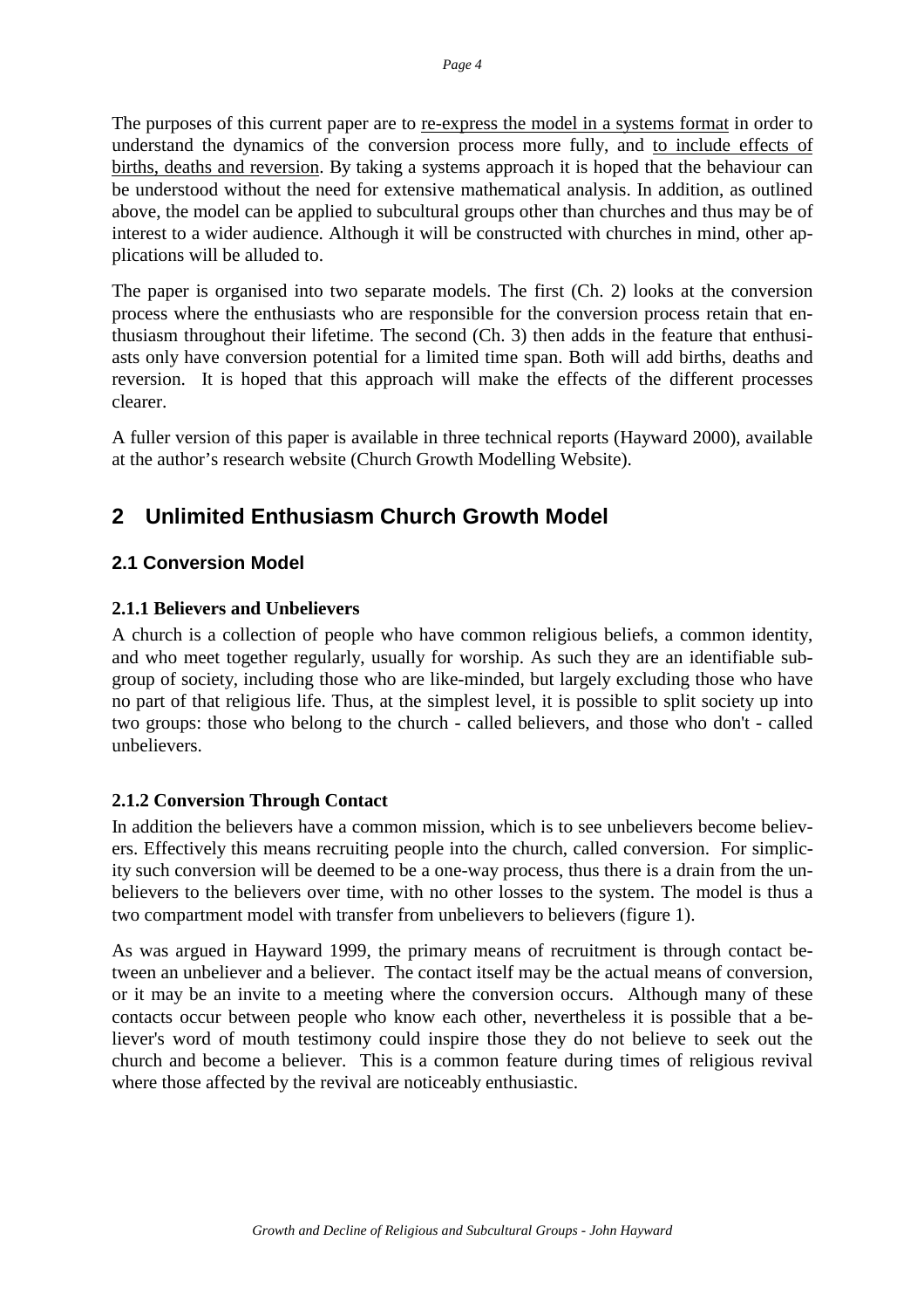The purposes of this current paper are to re-express the model in a systems format in order to understand the dynamics of the conversion process more fully, and to include effects of births, deaths and reversion. By taking a systems approach it is hoped that the behaviour can be understood without the need for extensive mathematical analysis. In addition, as outlined above, the model can be applied to subcultural groups other than churches and thus may be of interest to a wider audience. Although it will be constructed with churches in mind, other applications will be alluded to.

The paper is organised into two separate models. The first (Ch. 2) looks at the conversion process where the enthusiasts who are responsible for the conversion process retain that enthusiasm throughout their lifetime. The second (Ch. 3) then adds in the feature that enthusiasts only have conversion potential for a limited time span. Both will add births, deaths and reversion. It is hoped that this approach will make the effects of the different processes clearer.

A fuller version of this paper is available in three technical reports (Hayward 2000), available at the author's research website (Church Growth Modelling Website).

# 2 Unlimited Enthusiasm Church Growth Model

## 2.1 Conversion Model

### 2.1.1 Believers and Unbelievers

A church is a collection of people who have common religious beliefs, a common identity, and who meet together regularly, usually for worship. As such they are an identifiable subgroup of society, including those who are like-minded, but largely excluding those who have no part of that religious life. Thus, at the simplest level, it is possible to split society up into two groups: those who belong to the church - called believers, and those who don't - called unbelievers.

### 2.1.2 Conversion Through Contact

In addition the believers have a common mission, which is to see unbelievers become believers. Effectively this means recruiting people into the church, called conversion. For simplicity such conversion will be deemed to be a one-way process, thus there is a drain from the unbelievers to the believers over time, with no other losses to the system. The model is thus a two compartment model with transfer from unbelievers to believers (figure 1).

As was argued in Hayward 1999, the primary means of recruitment is through contact between an unbeliever and a believer. The contact itself may be the actual means of conversion, or it may be an invite to a meeting where the conversion occurs. Although many of these contacts occur between people who know each other, nevertheless it is possible that a believer's word of mouth testimony could inspire those they do not believe to seek out the church and become a believer. This is a common feature during times of religious revival where those affected by the revival are noticeably enthusiastic.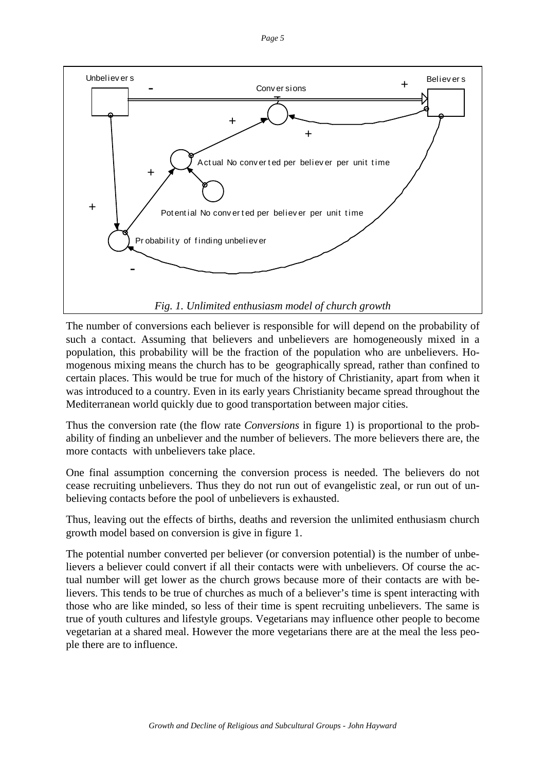*Fig. 1. Unlimited enthusiasm model of church growth*

The number of conversions each believer is responsible for will depend on the probability of such a contact. Assuming that believers and unbelievers are homogeneously mixed in a population, this probability will be the fraction of the population who are unbelievers. Homogenous mixing means the church has to be geographically spread, rather than confined to certain places. This would be true for much of the history of Christianity, apart from when it was introduced to a country. Even in its early years Christianity became spread throughout the Mediterranean world quickly due to good transportation between major cities.

Thus the conversion rate (the flow rate *Conversions* in figure 1) is proportional to the probability of finding an unbeliever and the number of believers. The more believers there are, the more contacts with unbelievers take place.

One final assumption concerning the conversion process is needed. The believers do not cease recruiting unbelievers. Thus they do not run out of evangelistic zeal, or run out of unbelieving contacts before the pool of unbelievers is exhausted.

Thus, leaving out the effects of births, deaths and reversion the unlimited enthusiasm church growth model based on conversion is give in figure 1.

The potential number converted per believer (or conversion potential) is the number of unbelievers a believer could convert if all their contacts were with unbelievers. Of course the actual number will get lower as the church grows because more of their contacts are with believers. This tends to be true of churches as much of a believer's time is spent interacting with those who are like minded, so less of their time is spent recruiting unbelievers. The same is true of youth cultures and lifestyle groups. Vegetarians may influence other people to become vegetarian at a shared meal. However the more vegetarians there are at the meal the less people there are to influence.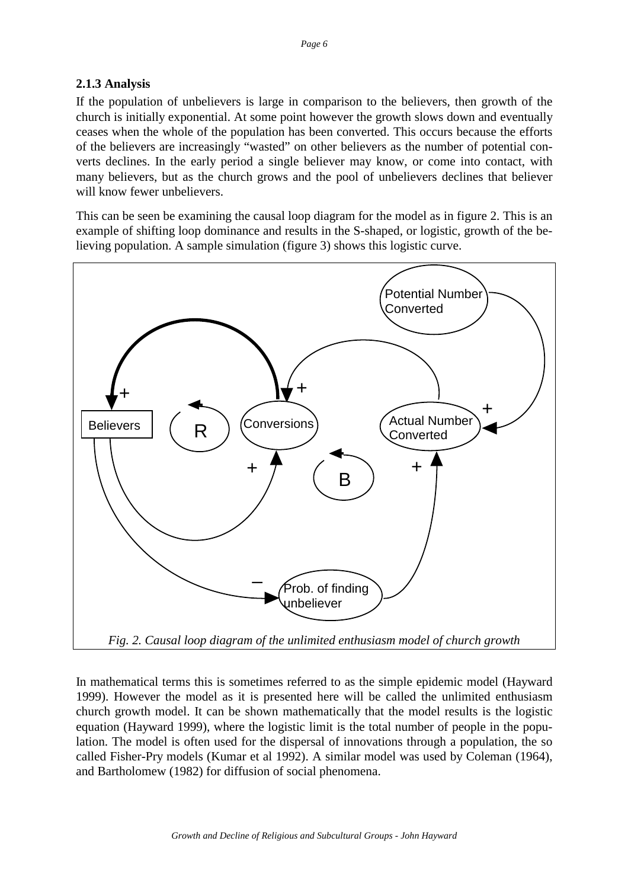### 2.1.3 Analysis

If the population of unbelievers is large in comparison to the believers, then growth of the church is initially exponential. At some point however the growth slows down and eventually ceases when the whole of the population has been converted. This occurs because the efforts of the believers are increasingly "wasted" on other believers as the number of potential converts declines. In the early period a single believer may know, or come into contact, with many believers, but as the church grows and the pool of unbelievers declines that believer will know fewer unbelievers.

This can be seen be examining the causal loop diagram for the model as in figure 2. This is an example of shifting loop dominance and results in the S-shaped, or logistic, growth of the believing population. A sample simulation (figure 3) shows this logistic curve.

*Fig. 2. Causal loop diagram of the unlimited enthusiasm model of church growth*

In mathematical terms this is sometimes referred to as the simple epidemic model (Hayward 1999). However the model as it is presented here will be called the unlimited enthusiasm church growth model. It can be shown mathematically that the model results is the logistic equation (Hayward 1999), where the logistic limit is the total number of people in the population. The model is often used for the dispersal of innovations through a population, the so called Fisher-Pry models (Kumar et al 1992). A similar model was used by Coleman (1964), and Bartholomew (1982) for diffusion of social phenomena.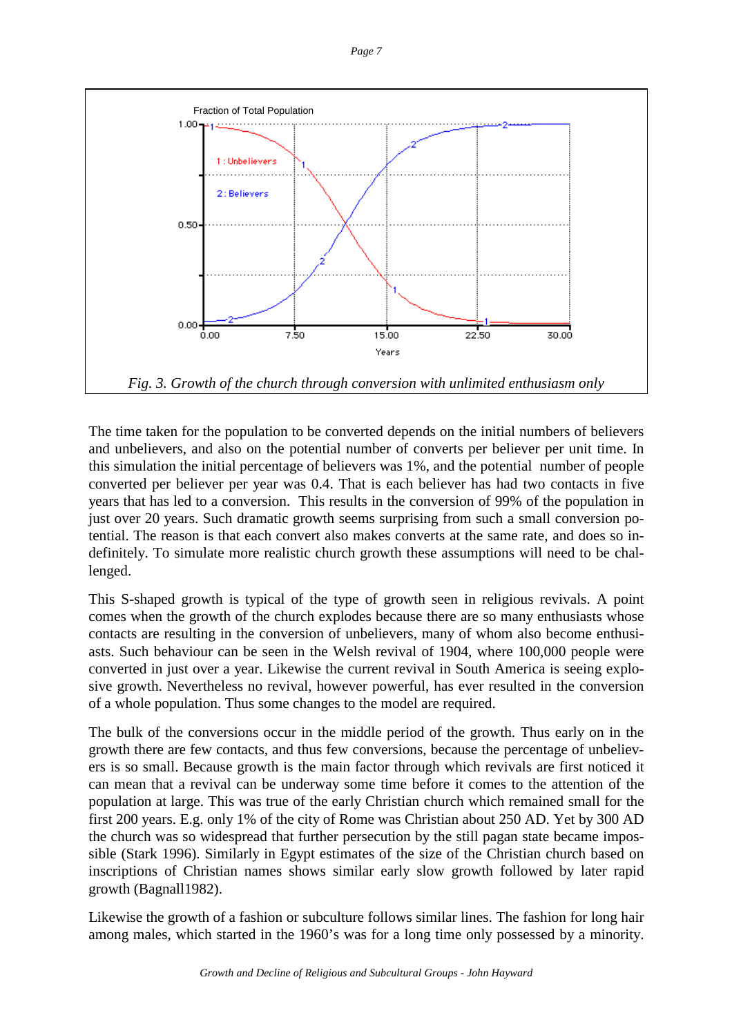Fig. 3. Growth of the church through conversion with unlimited enthusiasm only

The time taken for the population to be converted depends on the initial numbers of believers and unbelievers, and also on the potential number of converts per believer per unit time. In this simulation the initial percentage of believers was 1%, and the potential number of people converted per believer per year was 0.4. That is each believer has had two contacts in five years that has led to a conversion. This results in the conversion of 99% of the population in just over 20 years. Such dramatic growth seems surprising from such a small conversion potential. The reason is that each convert also makes converts at the same rate, and does so indefinitely. To simulate more realistic church growth these assumptions will need to be challenged.

This S-shaped growth is typical of the type of growth seen in religious revivals. A point comes when the growth of the church explodes because there are so many enthusiasts whose contacts are resulting in the conversion of unbelievers, many of whom also become enthusiasts. Such behaviour can be seen in the Welsh revival of 1904, where 100,000 people were converted in just over a year. Likewise the current revival in South America is seeing explosive growth. Nevertheless no revival, however powerful, has ever resulted in the conversion of a whole population. Thus some changes to the model are required.

The bulk of the conversions occur in the middle period of the growth. Thus early on in the growth there are few contacts, and thus few conversions, because the percentage of unbelievers is so small. Because growth is the main factor through which revivals are first noticed it can mean that a revival can be underway some time before it comes to the attention of the population at large. This was true of the early Christian church which remained small for the first 200 years. E.g. only 1% of the city of Rome was Christian about 250 AD. Yet by 300 AD the church was so widespread that further persecution by the still pagan state became impossible (Stark 1996). Similarly in Egypt estimates of the size of the Christian church based on inscriptions of Christian names shows similar early slow growth followed by later rapid growth (Bagnall1982).

Likewise the growth of a fashion or subculture follows similar lines. The fashion for long hair among males, which started in the 1960's was for a long time only possessed by a minority.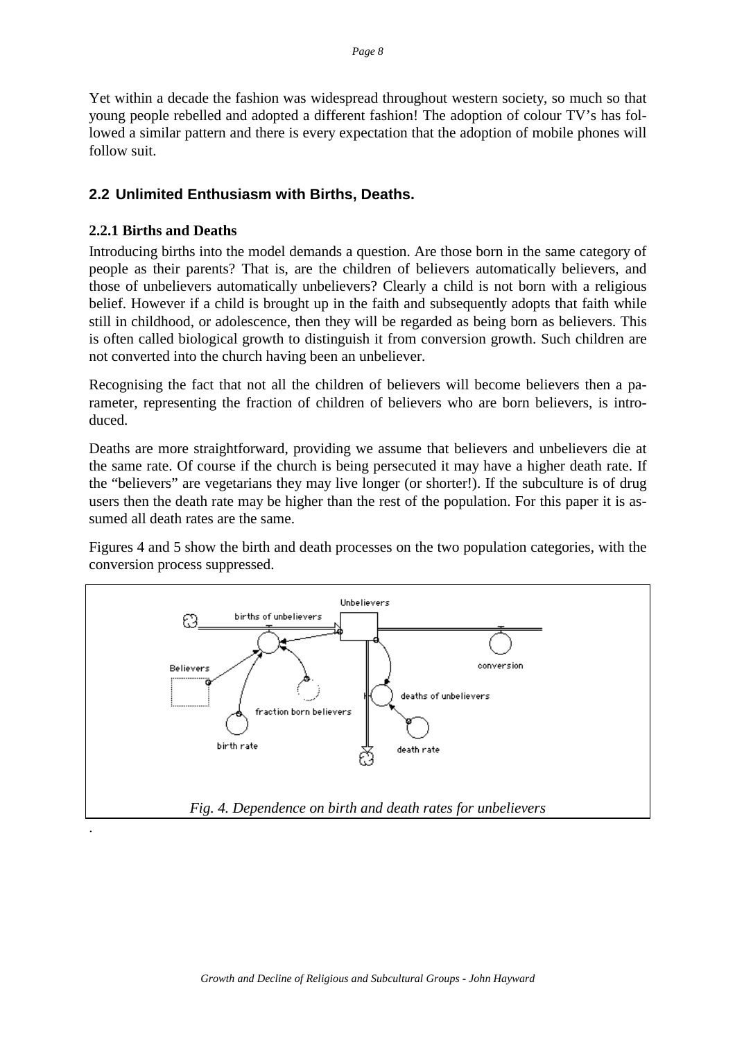Yet within a decade the fashion was widespread throughout western society, so much so that young people rebelled and adopted a different fashion! The adoption of colour TV's has followed a similar pattern and there is every expectation that the adoption of mobile phones will follow suit.

## 2.2 Unlimited Enthusiasm with Births, Deaths.

### 2.2.1 Births and Deaths

Introducing births into the model demands a question. Are those born in the same category of people as their parents? That is, are the children of believers automatically believers, and those of unbelievers automatically unbelievers? Clearly a child is not born with a religious belief. However if a child is brought up in the faith and subsequently adopts that faith while still in childhood, or adolescence, then they will be regarded as being born as believers. This is often called biological growth to distinguish it from conversion growth. Such children are not converted into the church having been an unbeliever.

Recognising the fact that not all the children of believers will become believers then a parameter, representing the fraction of children of believers who are born believers, is introduced.

Deaths are more straightforward, providing we assume that believers and unbelievers die at the same rate. Of course if the church is being persecuted it may have a higher death rate. If the "believers" are vegetarians they may live longer (or shorter!). If the subculture is of drug users then the death rate may be higher than the rest of the population. For this paper it is assumed all death rates are the same.

Figures 4 and 5 show the birth and death processes on the two population categories, with the conversion process suppressed.

*Fig. 4. Dependence on birth and death rates for unbelievers*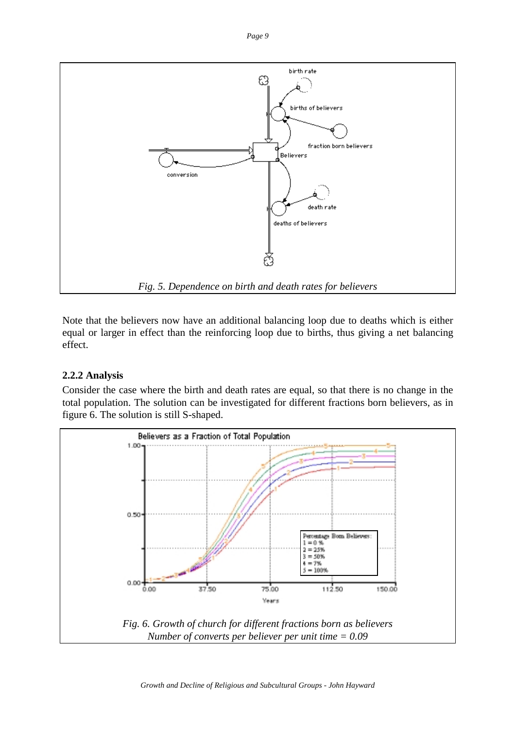*Fig. 5. Dependence on birth and death rates for believers*

Note that the believers now have an additional balancing loop due to deaths which is either equal or larger in effect than the reinforcing loop due to births, thus giving a net balancing effect.

### 2.2.2 Analysis

Consider the case where the birth and death rates are equal, so that there is no change in the total population. The solution can be investigated for different fractions born believers, as in figure 6. The solution is still S-shaped.

*Fig. 6. Growth of church for different fractions born as believers*
*Number of converts per believer per unit time = 0.09*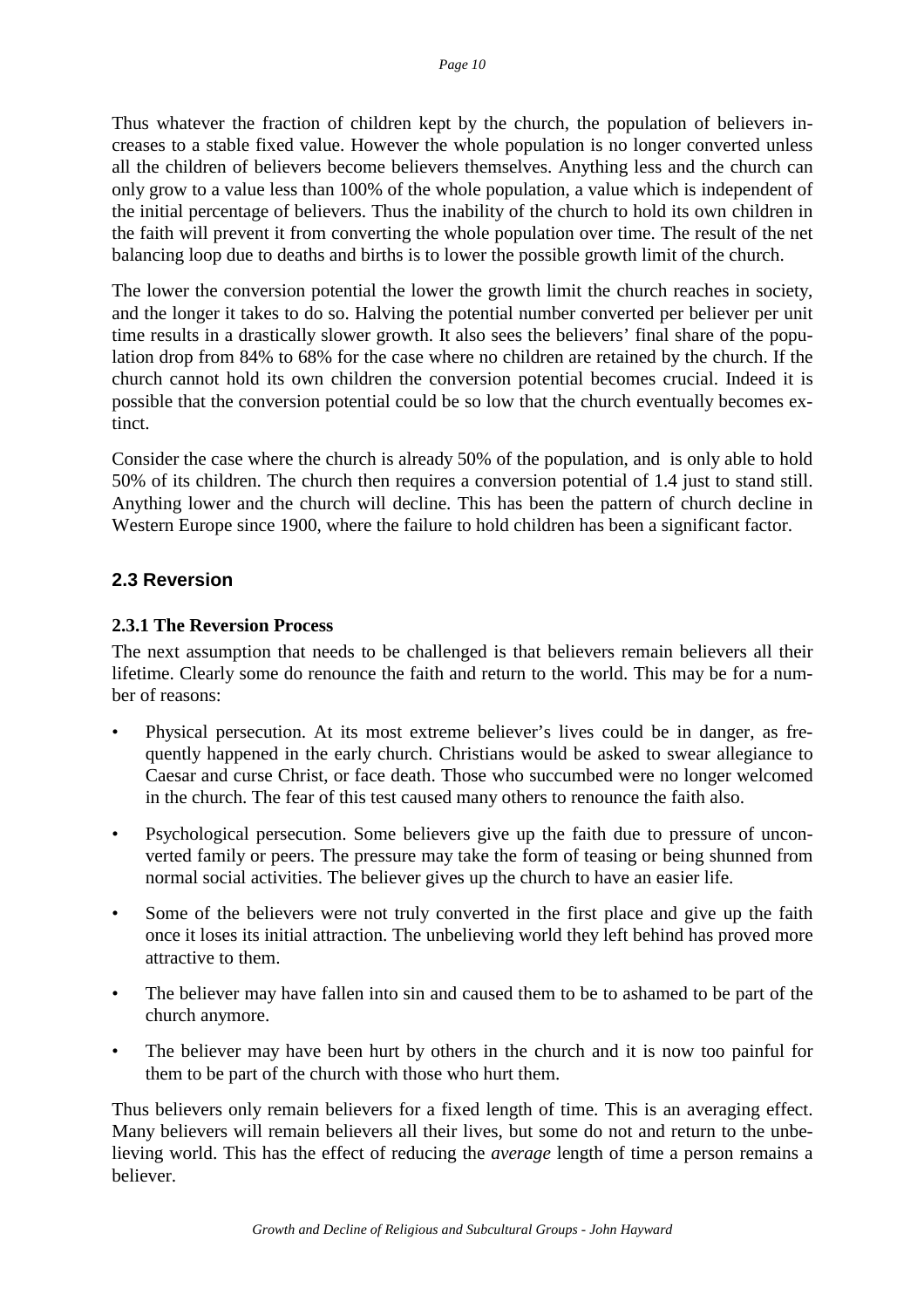Thus whatever the fraction of children kept by the church, the population of believers increases to a stable fixed value. However the whole population is no longer converted unless all the children of believers become believers themselves. Anything less and the church can only grow to a value less than 100% of the whole population, a value which is independent of the initial percentage of believers. Thus the inability of the church to hold its own children in the faith will prevent it from converting the whole population over time. The result of the net balancing loop due to deaths and births is to lower the possible growth limit of the church.

The lower the conversion potential the lower the growth limit the church reaches in society, and the longer it takes to do so. Halving the potential number converted per believer per unit time results in a drastically slower growth. It also sees the believers' final share of the population drop from 84% to 68% for the case where no children are retained by the church. If the church cannot hold its own children the conversion potential becomes crucial. Indeed it is possible that the conversion potential could be so low that the church eventually becomes extinct.

Consider the case where the church is already 50% of the population, and is only able to hold 50% of its children. The church then requires a conversion potential of 1.4 just to stand still. Anything lower and the church will decline. This has been the pattern of church decline in Western Europe since 1900, where the failure to hold children has been a significant factor.

## 2.3 Reversion

### 2.3.1 The Reversion Process

The next assumption that needs to be challenged is that believers remain believers all their lifetime. Clearly some do renounce the faith and return to the world. This may be for a number of reasons:

- Physical persecution. At its most extreme believer's lives could be in danger, as frequently happened in the early church. Christians would be asked to swear allegiance to Caesar and curse Christ, or face death. Those who succumbed were no longer welcomed in the church. The fear of this test caused many others to renounce the faith also.
- Psychological persecution. Some believers give up the faith due to pressure of unconverted family or peers. The pressure may take the form of teasing or being shunned from normal social activities. The believer gives up the church to have an easier life.
- Some of the believers were not truly converted in the first place and give up the faith once it loses its initial attraction. The unbelieving world they left behind has proved more attractive to them.
- The believer may have fallen into sin and caused them to be to ashamed to be part of the church anymore.
- The believer may have been hurt by others in the church and it is now too painful for them to be part of the church with those who hurt them.

Thus believers only remain believers for a fixed length of time. This is an averaging effect. Many believers will remain believers all their lives, but some do not and return to the unbelieving world. This has the effect of reducing the *average* length of time a person remains a believer.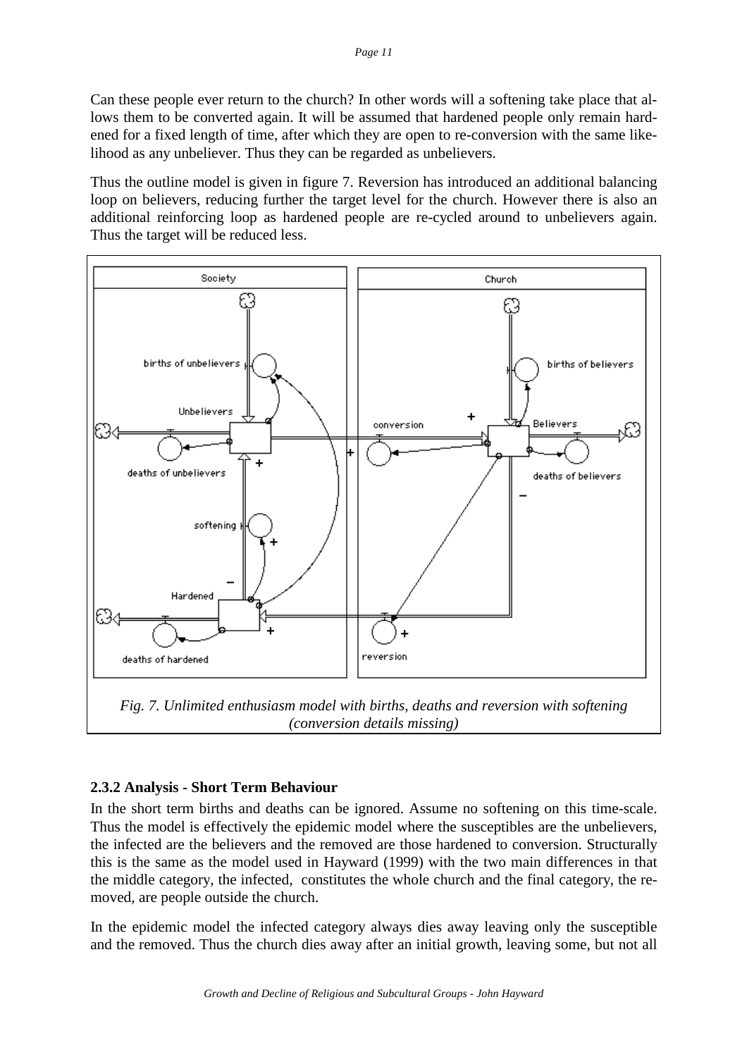Can these people ever return to the church? In other words will a softening take place that allows them to be converted again. It will be assumed that hardened people only remain hardened for a fixed length of time, after which they are open to re-conversion with the same likelihood as any unbeliever. Thus they can be regarded as unbelievers.

Thus the outline model is given in figure 7. Reversion has introduced an additional balancing loop on believers, reducing further the target level for the church. However there is also an additional reinforcing loop as hardened people are re-cycled around to unbelievers again. Thus the target will be reduced less.

*Fig. 7. Unlimited enthusiasm model with births, deaths and reversion with softening (conversion details missing)*

### 2.3.2 Analysis - Short Term Behaviour

In the short term births and deaths can be ignored. Assume no softening on this time-scale. Thus the model is effectively the epidemic model where the susceptibles are the unbelievers, the infected are the believers and the removed are those hardened to conversion. Structurally this is the same as the model used in Hayward (1999) with the two main differences in that the middle category, the infected, constitutes the whole church and the final category, the removed, are people outside the church.

In the epidemic model the infected category always dies away leaving only the susceptible and the removed. Thus the church dies away after an initial growth, leaving some, but not all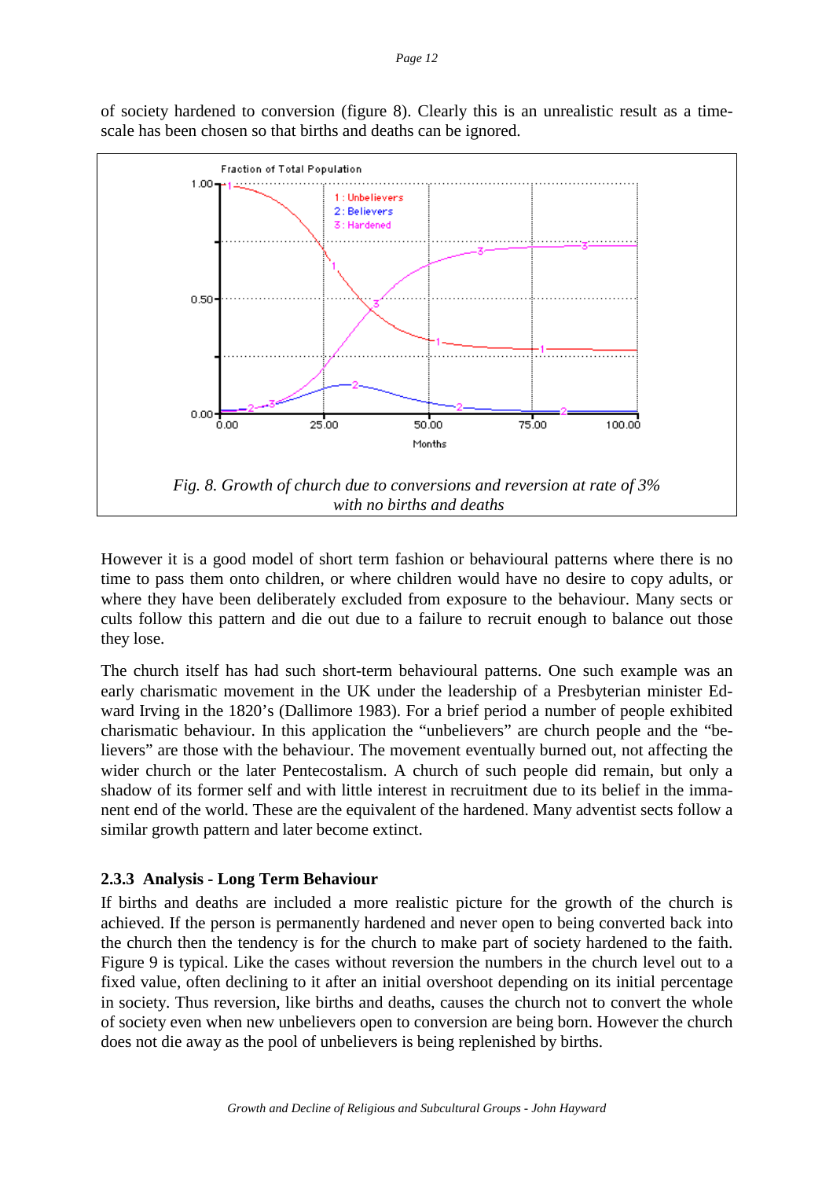of society hardened to conversion (figure 8). Clearly this is an unrealistic result as a timescale has been chosen so that births and deaths can be ignored.

*Fig. 8. Growth of church due to conversions and reversion at rate of 3% with no births and deaths*

However it is a good model of short term fashion or behavioural patterns where there is no time to pass them onto children, or where children would have no desire to copy adults, or where they have been deliberately excluded from exposure to the behaviour. Many sects or cults follow this pattern and die out due to a failure to recruit enough to balance out those they lose.

The church itself has had such short-term behavioural patterns. One such example was an early charismatic movement in the UK under the leadership of a Presbyterian minister Edward Irving in the 1820's (Dallimore 1983). For a brief period a number of people exhibited charismatic behaviour. In this application the "unbelievers" are church people and the "believers" are those with the behaviour. The movement eventually burned out, not affecting the wider church or the later Pentecostalism. A church of such people did remain, but only a shadow of its former self and with little interest in recruitment due to its belief in the immanent end of the world. These are the equivalent of the hardened. Many adventist sects follow a similar growth pattern and later become extinct.

### 2.3.3 Analysis - Long Term Behaviour

If births and deaths are included a more realistic picture for the growth of the church is achieved. If the person is permanently hardened and never open to being converted back into the church then the tendency is for the church to make part of society hardened to the faith. Figure 9 is typical. Like the cases without reversion the numbers in the church level out to a fixed value, often declining to it after an initial overshoot depending on its initial percentage in society. Thus reversion, like births and deaths, causes the church not to convert the whole of society even when new unbelievers open to conversion are being born. However the church does not die away as the pool of unbelievers is being replenished by births.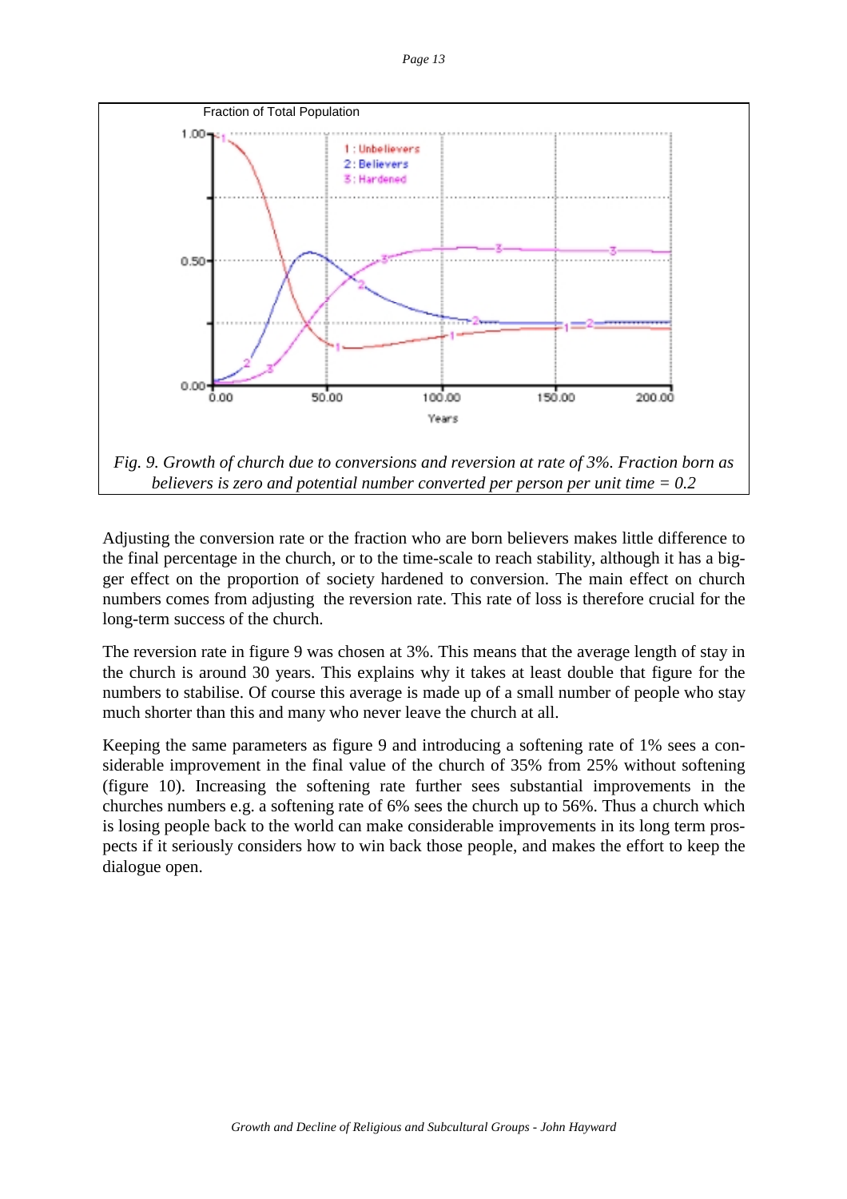*Fig. 9. Growth of church due to conversions and reversion at rate of 3%. Fraction born as believers is zero and potential number converted per person per unit time = 0.2*

Adjusting the conversion rate or the fraction who are born believers makes little difference to the final percentage in the church, or to the time-scale to reach stability, although it has a bigger effect on the proportion of society hardened to conversion. The main effect on church numbers comes from adjusting the reversion rate. This rate of loss is therefore crucial for the long-term success of the church.

The reversion rate in figure 9 was chosen at 3%. This means that the average length of stay in the church is around 30 years. This explains why it takes at least double that figure for the numbers to stabilise. Of course this average is made up of a small number of people who stay much shorter than this and many who never leave the church at all.

Keeping the same parameters as figure 9 and introducing a softening rate of 1% sees a considerable improvement in the final value of the church of 35% from 25% without softening (figure 10). Increasing the softening rate further sees substantial improvements in the churches numbers e.g. a softening rate of 6% sees the church up to 56%. Thus a church which is losing people back to the world can make considerable improvements in its long term prospects if it seriously considers how to win back those people, and makes the effort to keep the dialogue open.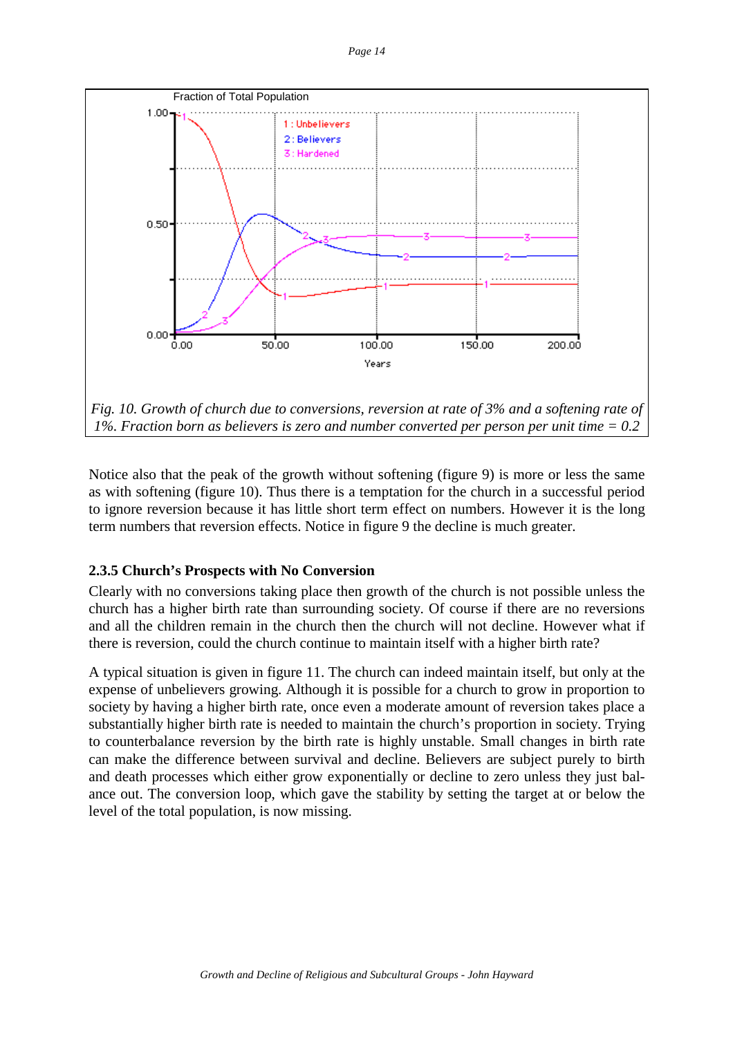*Fig. 10. Growth of church due to conversions, reversion at rate of 3% and a softening rate of 1%. Fraction born as believers is zero and number converted per person per unit time = 0.2*

Notice also that the peak of the growth without softening (figure 9) is more or less the same as with softening (figure 10). Thus there is a temptation for the church in a successful period to ignore reversion because it has little short term effect on numbers. However it is the long term numbers that reversion effects. Notice in figure 9 the decline is much greater.

### 2.3.5 Church's Prospects with No Conversion

Clearly with no conversions taking place then growth of the church is not possible unless the church has a higher birth rate than surrounding society. Of course if there are no reversions and all the children remain in the church then the church will not decline. However what if there is reversion, could the church continue to maintain itself with a higher birth rate?

A typical situation is given in figure 11. The church can indeed maintain itself, but only at the expense of unbelievers growing. Although it is possible for a church to grow in proportion to society by having a higher birth rate, once even a moderate amount of reversion takes place a substantially higher birth rate is needed to maintain the church's proportion in society. Trying to counterbalance reversion by the birth rate is highly unstable. Small changes in birth rate can make the difference between survival and decline. Believers are subject purely to birth and death processes which either grow exponentially or decline to zero unless they just balance out. The conversion loop, which gave the stability by setting the target at or below the level of the total population, is now missing.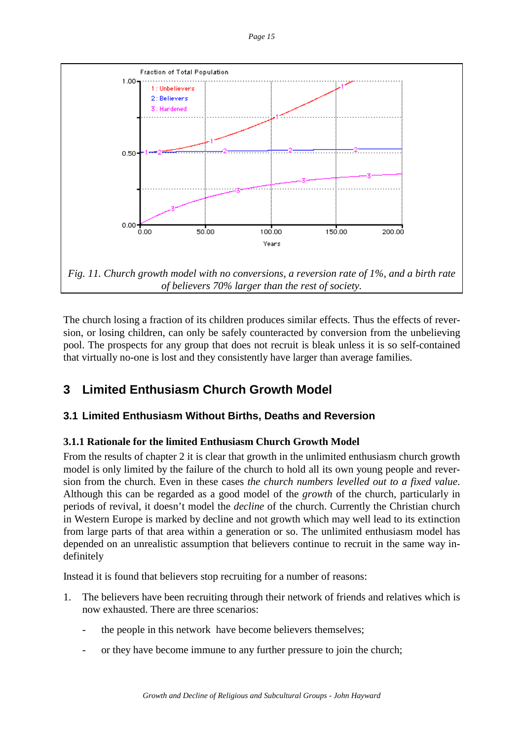*Fig. 11. Church growth model with no conversions, a reversion rate of 1%, and a birth rate of believers 70% larger than the rest of society.*

The church losing a fraction of its children produces similar effects. Thus the effects of reversion, or losing children, can only be safely counteracted by conversion from the unbelieving pool. The prospects for any group that does not recruit is bleak unless it is so self-contained that virtually no-one is lost and they consistently have larger than average families.

## 3 Limited Enthusiasm Church Growth Model

### 3.1 Limited Enthusiasm Without Births, Deaths and Reversion

#### 3.1.1 Rationale for the limited Enthusiasm Church Growth Model

From the results of chapter 2 it is clear that growth in the unlimited enthusiasm church growth model is only limited by the failure of the church to hold all its own young people and reversion from the church. Even in these cases *the church numbers levelled out to a fixed value.* Although this can be regarded as a good model of the *growth* of the church, particularly in periods of revival, it doesn't model the *decline* of the church. Currently the Christian church in Western Europe is marked by decline and not growth which may well lead to its extinction from large parts of that area within a generation or so. The unlimited enthusiasm model has depended on an unrealistic assumption that believers continue to recruit in the same way indefinitely

Instead it is found that believers stop recruiting for a number of reasons:

1. The believers have been recruiting through their network of friends and relatives which is now exhausted. There are three scenarios:
   - the people in this network have become believers themselves;
   - or they have become immune to any further pressure to join the church;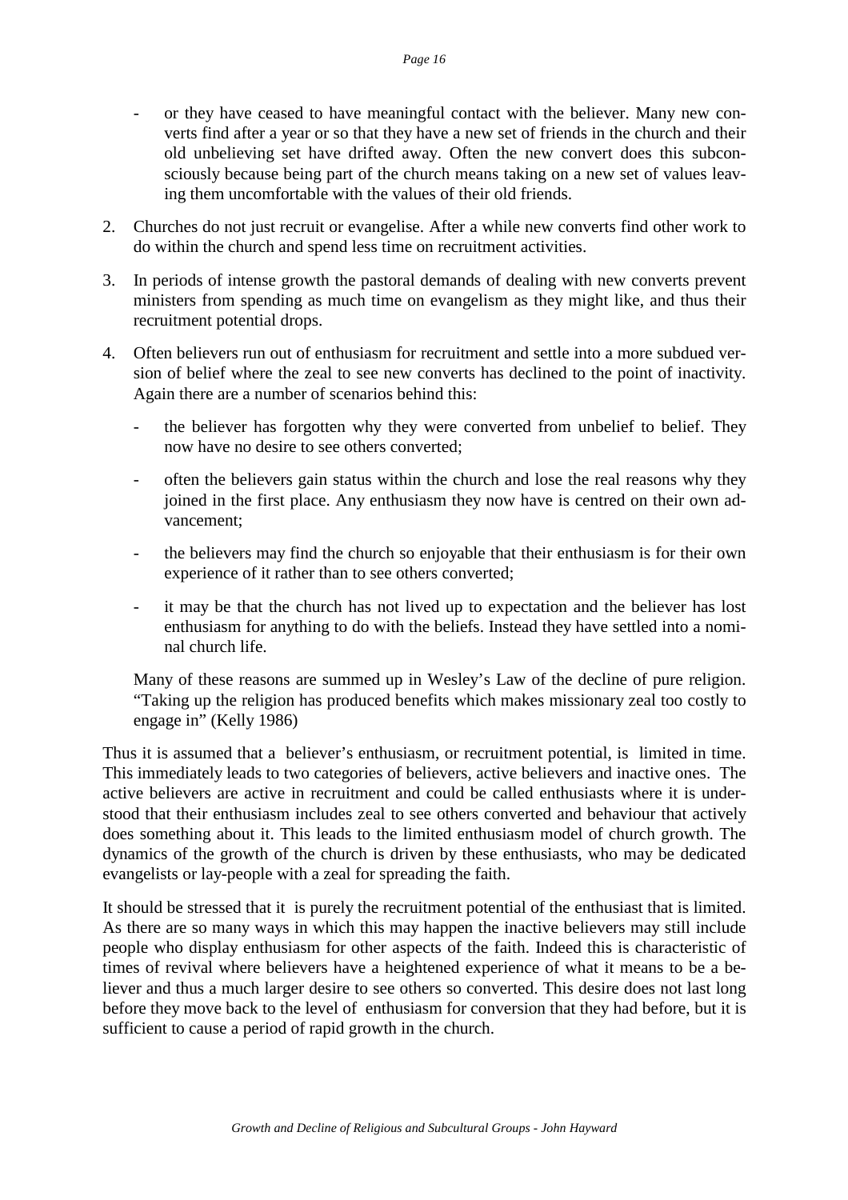- or they have ceased to have meaningful contact with the believer. Many new converts find after a year or so that they have a new set of friends in the church and their old unbelieving set have drifted away. Often the new convert does this subconsciously because being part of the church means taking on a new set of values leaving them uncomfortable with the values of their old friends.

2. Churches do not just recruit or evangelise. After a while new converts find other work to do within the church and spend less time on recruitment activities.

3. In periods of intense growth the pastoral demands of dealing with new converts prevent ministers from spending as much time on evangelism as they might like, and thus their recruitment potential drops.

4. Often believers run out of enthusiasm for recruitment and settle into a more subdued version of belief where the zeal to see new converts has declined to the point of inactivity. Again there are a number of scenarios behind this:

   - the believer has forgotten why they were converted from unbelief to belief. They now have no desire to see others converted;

   - often the believers gain status within the church and lose the real reasons why they joined in the first place. Any enthusiasm they now have is centred on their own advancement;

   - the believers may find the church so enjoyable that their enthusiasm is for their own experience of it rather than to see others converted;

   - it may be that the church has not lived up to expectation and the believer has lost enthusiasm for anything to do with the beliefs. Instead they have settled into a nominal church life.

   Many of these reasons are summed up in Wesley's Law of the decline of pure religion. "Taking up the religion has produced benefits which makes missionary zeal too costly to engage in" (Kelly 1986)

Thus it is assumed that a believer's enthusiasm, or recruitment potential, is limited in time. This immediately leads to two categories of believers, active believers and inactive ones. The active believers are active in recruitment and could be called enthusiasts where it is understood that their enthusiasm includes zeal to see others converted and behaviour that actively does something about it. This leads to the limited enthusiasm model of church growth. The dynamics of the growth of the church is driven by these enthusiasts, who may be dedicated evangelists or lay-people with a zeal for spreading the faith.

It should be stressed that it is purely the recruitment potential of the enthusiast that is limited. As there are so many ways in which this may happen the inactive believers may still include people who display enthusiasm for other aspects of the faith. Indeed this is characteristic of times of revival where believers have a heightened experience of what it means to be a believer and thus a much larger desire to see others so converted. This desire does not last long before they move back to the level of enthusiasm for conversion that they had before, but it is sufficient to cause a period of rapid growth in the church.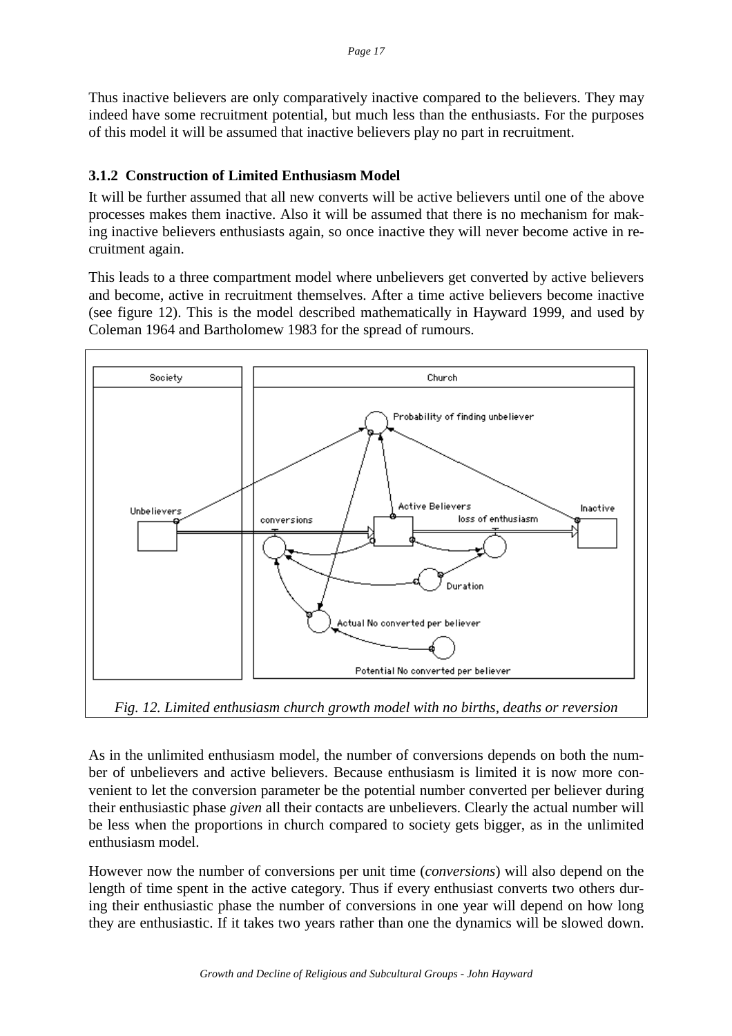Thus inactive believers are only comparatively inactive compared to the believers. They may indeed have some recruitment potential, but much less than the enthusiasts. For the purposes of this model it will be assumed that inactive believers play no part in recruitment.

### 3.1.2 Construction of Limited Enthusiasm Model

It will be further assumed that all new converts will be active believers until one of the above processes makes them inactive. Also it will be assumed that there is no mechanism for making inactive believers enthusiasts again, so once inactive they will never become active in recruitment again.

This leads to a three compartment model where unbelievers get converted by active believers and become, active in recruitment themselves. After a time active believers become inactive (see figure 12). This is the model described mathematically in Hayward 1999, and used by Coleman 1964 and Bartholomew 1983 for the spread of rumours.

*Fig. 12. Limited enthusiasm church growth model with no births, deaths or reversion*

As in the unlimited enthusiasm model, the number of conversions depends on both the number of unbelievers and active believers. Because enthusiasm is limited it is now more convenient to let the conversion parameter be the potential number converted per believer during their enthusiastic phase *given* all their contacts are unbelievers. Clearly the actual number will be less when the proportions in church compared to society gets bigger, as in the unlimited enthusiasm model.

However now the number of conversions per unit time (*conversions*) will also depend on the length of time spent in the active category. Thus if every enthusiast converts two others during their enthusiastic phase the number of conversions in one year will depend on how long they are enthusiastic. If it takes two years rather than one the dynamics will be slowed down.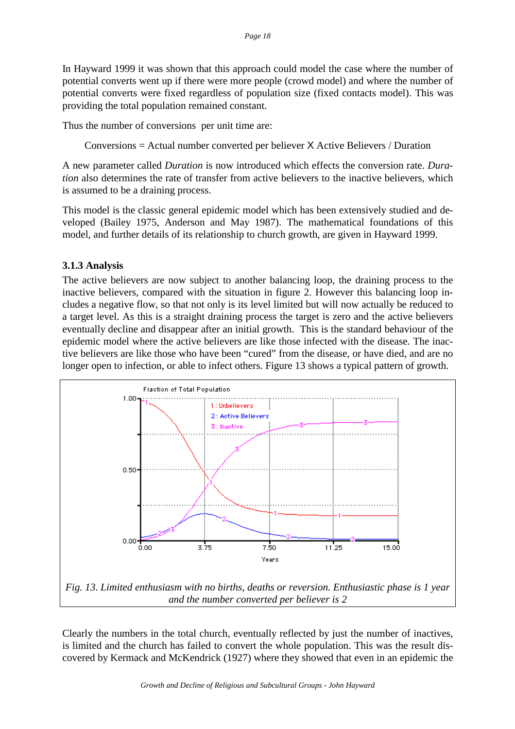In Hayward 1999 it was shown that this approach could model the case where the number of potential converts went up if there were more people (crowd model) and where the number of potential converts were fixed regardless of population size (fixed contacts model). This was providing the total population remained constant.

Thus the number of conversions per unit time are:

Conversions = Actual number converted per believer X Active Believers / Duration

A new parameter called *Duration* is now introduced which effects the conversion rate. *Duration* also determines the rate of transfer from active believers to the inactive believers, which is assumed to be a draining process.

This model is the classic general epidemic model which has been extensively studied and developed (Bailey 1975, Anderson and May 1987). The mathematical foundations of this model, and further details of its relationship to church growth, are given in Hayward 1999.

### 3.1.3 Analysis

The active believers are now subject to another balancing loop, the draining process to the inactive believers, compared with the situation in figure 2. However this balancing loop includes a negative flow, so that not only is its level limited but will now actually be reduced to a target level. As this is a straight draining process the target is zero and the active believers eventually decline and disappear after an initial growth. This is the standard behaviour of the epidemic model where the active believers are like those infected with the disease. The inactive believers are like those who have been "cured" from the disease, or have died, and are no longer open to infection, or able to infect others. Figure 13 shows a typical pattern of growth.

*Fig. 13. Limited enthusiasm with no births, deaths or reversion. Enthusiastic phase is 1 year and the number converted per believer is 2*

Clearly the numbers in the total church, eventually reflected by just the number of inactives, is limited and the church has failed to convert the whole population. This was the result discovered by Kermack and McKendrick (1927) where they showed that even in an epidemic the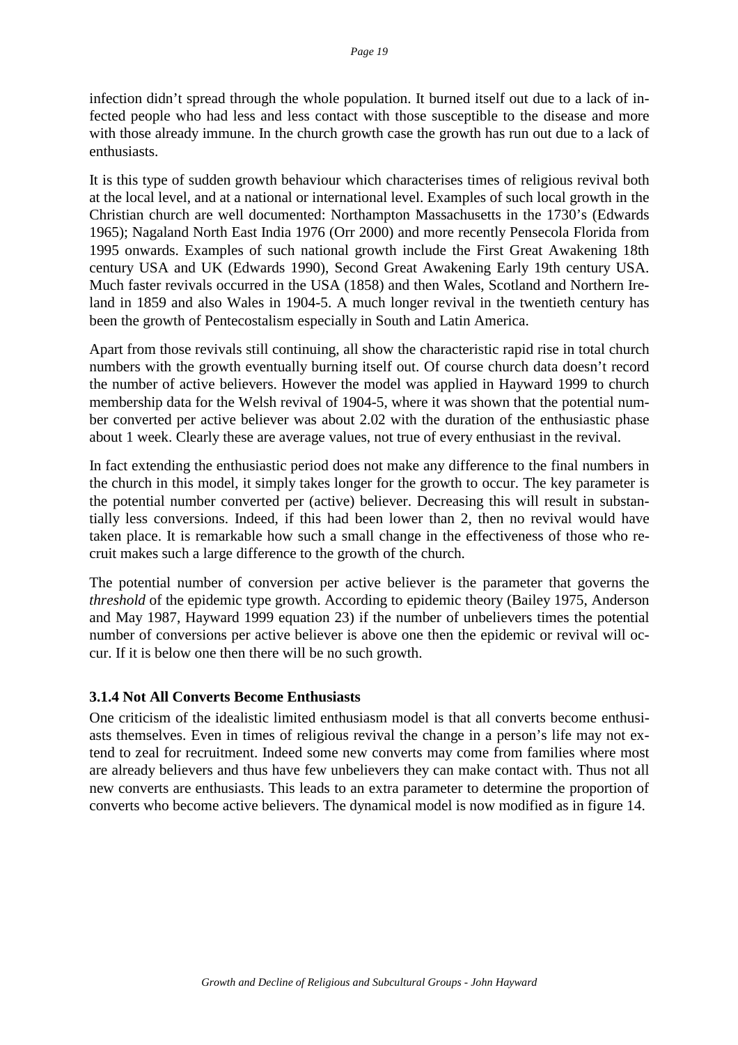infection didn't spread through the whole population. It burned itself out due to a lack of infected people who had less and less contact with those susceptible to the disease and more with those already immune. In the church growth case the growth has run out due to a lack of enthusiasts.

It is this type of sudden growth behaviour which characterises times of religious revival both at the local level, and at a national or international level. Examples of such local growth in the Christian church are well documented: Northampton Massachusetts in the 1730's (Edwards 1965); Nagaland North East India 1976 (Orr 2000) and more recently Pensecola Florida from 1995 onwards. Examples of such national growth include the First Great Awakening 18th century USA and UK (Edwards 1990), Second Great Awakening Early 19th century USA. Much faster revivals occurred in the USA (1858) and then Wales, Scotland and Northern Ireland in 1859 and also Wales in 1904-5. A much longer revival in the twentieth century has been the growth of Pentecostalism especially in South and Latin America.

Apart from those revivals still continuing, all show the characteristic rapid rise in total church numbers with the growth eventually burning itself out. Of course church data doesn't record the number of active believers. However the model was applied in Hayward 1999 to church membership data for the Welsh revival of 1904-5, where it was shown that the potential number converted per active believer was about 2.02 with the duration of the enthusiastic phase about 1 week. Clearly these are average values, not true of every enthusiast in the revival.

In fact extending the enthusiastic period does not make any difference to the final numbers in the church in this model, it simply takes longer for the growth to occur. The key parameter is the potential number converted per (active) believer. Decreasing this will result in substantially less conversions. Indeed, if this had been lower than 2, then no revival would have taken place. It is remarkable how such a small change in the effectiveness of those who recruit makes such a large difference to the growth of the church.

The potential number of conversion per active believer is the parameter that governs the *threshold* of the epidemic type growth. According to epidemic theory (Bailey 1975, Anderson and May 1987, Hayward 1999 equation 23) if the number of unbelievers times the potential number of conversions per active believer is above one then the epidemic or revival will occur. If it is below one then there will be no such growth.

### 3.1.4 Not All Converts Become Enthusiasts

One criticism of the idealistic limited enthusiasm model is that all converts become enthusiasts themselves. Even in times of religious revival the change in a person's life may not extend to zeal for recruitment. Indeed some new converts may come from families where most are already believers and thus have few unbelievers they can make contact with. Thus not all new converts are enthusiasts. This leads to an extra parameter to determine the proportion of converts who become active believers. The dynamical model is now modified as in figure 14.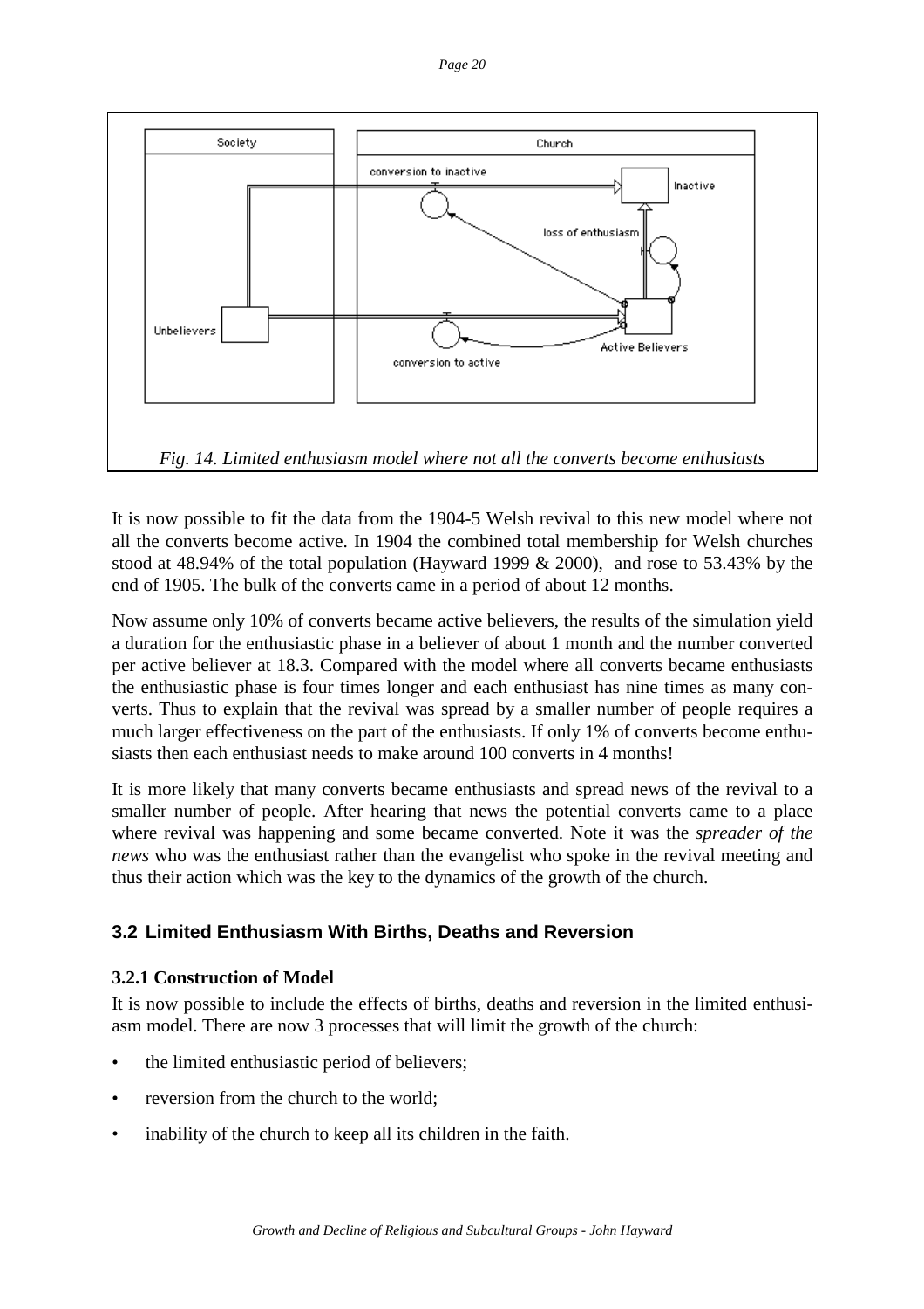*Fig. 14. Limited enthusiasm model where not all the converts become enthusiasts*

It is now possible to fit the data from the 1904-5 Welsh revival to this new model where not all the converts become active. In 1904 the combined total membership for Welsh churches stood at 48.94% of the total population (Hayward 1999 & 2000), and rose to 53.43% by the end of 1905. The bulk of the converts came in a period of about 12 months.

Now assume only 10% of converts became active believers, the results of the simulation yield a duration for the enthusiastic phase in a believer of about 1 month and the number converted per active believer at 18.3. Compared with the model where all converts became enthusiasts the enthusiastic phase is four times longer and each enthusiast has nine times as many converts. Thus to explain that the revival was spread by a smaller number of people requires a much larger effectiveness on the part of the enthusiasts. If only 1% of converts become enthusiasts then each enthusiast needs to make around 100 converts in 4 months!

It is more likely that many converts became enthusiasts and spread news of the revival to a smaller number of people. After hearing that news the potential converts came to a place where revival was happening and some became converted. Note it was the *spreader of the news* who was the enthusiast rather than the evangelist who spoke in the revival meeting and thus their action which was the key to the dynamics of the growth of the church.

## 3.2 Limited Enthusiasm With Births, Deaths and Reversion

### 3.2.1 Construction of Model

It is now possible to include the effects of births, deaths and reversion in the limited enthusiasm model. There are now 3 processes that will limit the growth of the church:

- the limited enthusiastic period of believers;
- reversion from the church to the world;
- inability of the church to keep all its children in the faith.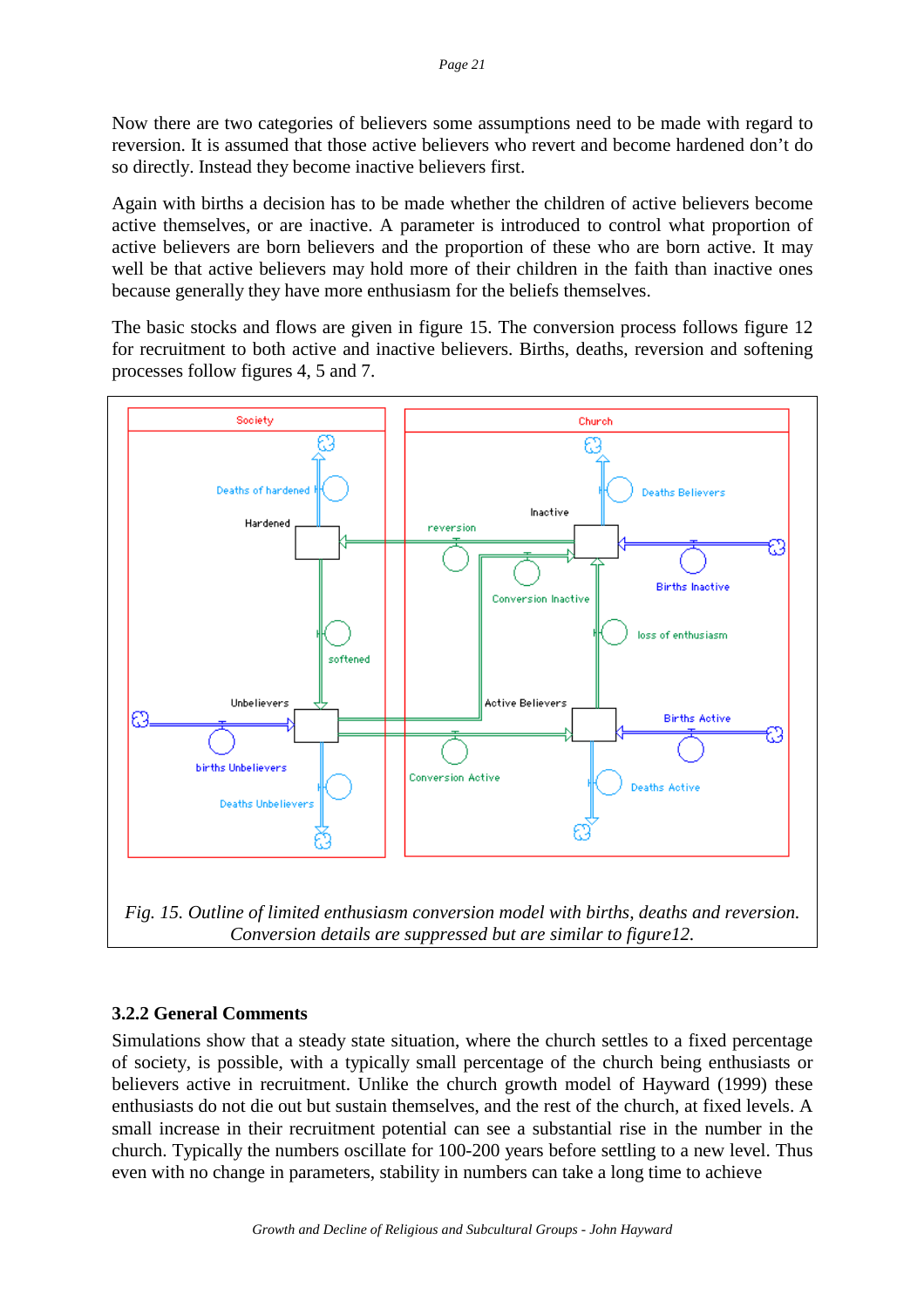Now there are two categories of believers some assumptions need to be made with regard to reversion. It is assumed that those active believers who revert and become hardened don't do so directly. Instead they become inactive believers first.

Again with births a decision has to be made whether the children of active believers become active themselves, or are inactive. A parameter is introduced to control what proportion of active believers are born believers and the proportion of these who are born active. It may well be that active believers may hold more of their children in the faith than inactive ones because generally they have more enthusiasm for the beliefs themselves.

The basic stocks and flows are given in figure 15. The conversion process follows figure 12 for recruitment to both active and inactive believers. Births, deaths, reversion and softening processes follow figures 4, 5 and 7.

*Fig. 15. Outline of limited enthusiasm conversion model with births, deaths and reversion. Conversion details are suppressed but are similar to figure12.*

### 3.2.2 General Comments

Simulations show that a steady state situation, where the church settles to a fixed percentage of society, is possible, with a typically small percentage of the church being enthusiasts or believers active in recruitment. Unlike the church growth model of Hayward (1999) these enthusiasts do not die out but sustain themselves, and the rest of the church, at fixed levels. A small increase in their recruitment potential can see a substantial rise in the number in the church. Typically the numbers oscillate for 100-200 years before settling to a new level. Thus even with no change in parameters, stability in numbers can take a long time to achieve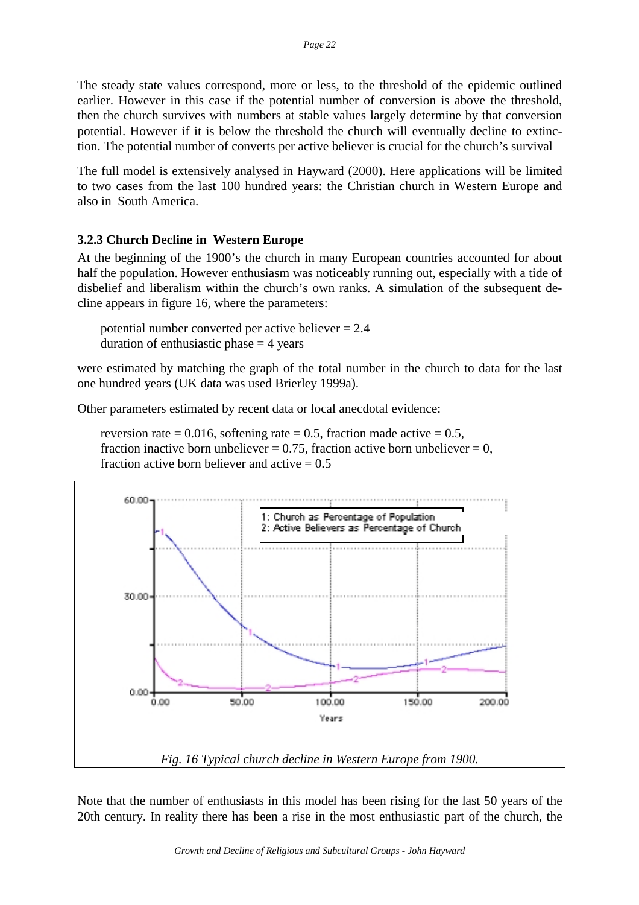The steady state values correspond, more or less, to the threshold of the epidemic outlined earlier. However in this case if the potential number of conversion is above the threshold, then the church survives with numbers at stable values largely determine by that conversion potential. However if it is below the threshold the church will eventually decline to extinction. The potential number of converts per active believer is crucial for the church's survival

The full model is extensively analysed in Hayward (2000). Here applications will be limited to two cases from the last 100 hundred years: the Christian church in Western Europe and also in South America.

### 3.2.3 Church Decline in Western Europe

At the beginning of the 1900's the church in many European countries accounted for about half the population. However enthusiasm was noticeably running out, especially with a tide of disbelief and liberalism within the church's own ranks. A simulation of the subsequent decline appears in figure 16, where the parameters:

potential number converted per active believer = 2.4
duration of enthusiastic phase = 4 years

were estimated by matching the graph of the total number in the church to data for the last one hundred years (UK data was used Brierley 1999a).

Other parameters estimated by recent data or local anecdotal evidence:

reversion rate = 0.016, softening rate = 0.5, fraction made active = 0.5,
fraction inactive born unbeliever = 0.75, fraction active born unbeliever = 0,
fraction active born believer and active = 0.5

*Fig. 16 Typical church decline in Western Europe from 1900.*

Note that the number of enthusiasts in this model has been rising for the last 50 years of the 20th century. In reality there has been a rise in the most enthusiastic part of the church, the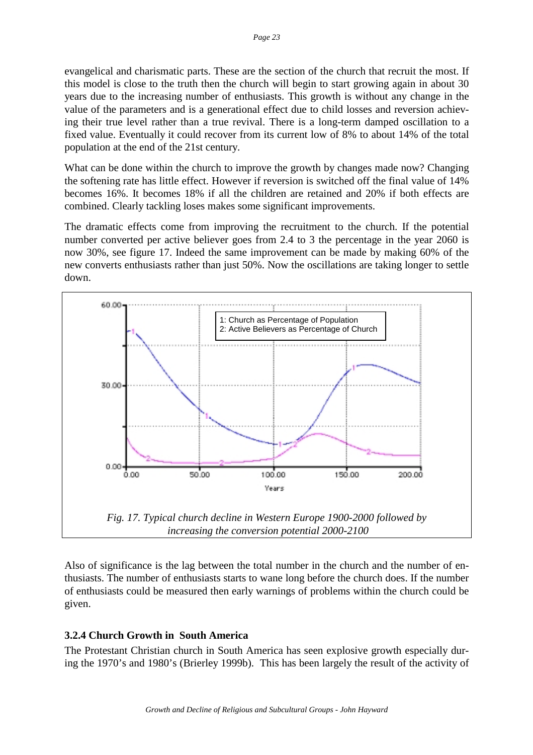evangelical and charismatic parts. These are the section of the church that recruit the most. If this model is close to the truth then the church will begin to start growing again in about 30 years due to the increasing number of enthusiasts. This growth is without any change in the value of the parameters and is a generational effect due to child losses and reversion achieving their true level rather than a true revival. There is a long-term damped oscillation to a fixed value. Eventually it could recover from its current low of 8% to about 14% of the total population at the end of the 21st century.

What can be done within the church to improve the growth by changes made now? Changing the softening rate has little effect. However if reversion is switched off the final value of 14% becomes 16%. It becomes 18% if all the children are retained and 20% if both effects are combined. Clearly tackling loses makes some significant improvements.

The dramatic effects come from improving the recruitment to the church. If the potential number converted per active believer goes from 2.4 to 3 the percentage in the year 2060 is now 30%, see figure 17. Indeed the same improvement can be made by making 60% of the new converts enthusiasts rather than just 50%. Now the oscillations are taking longer to settle down.

*Fig. 17. Typical church decline in Western Europe 1900-2000 followed by increasing the conversion potential 2000-2100*

Also of significance is the lag between the total number in the church and the number of enthusiasts. The number of enthusiasts starts to wane long before the church does. If the number of enthusiasts could be measured then early warnings of problems within the church could be given.

### 3.2.4 Church Growth in South America

The Protestant Christian church in South America has seen explosive growth especially during the 1970's and 1980's (Brierley 1999b). This has been largely the result of the activity of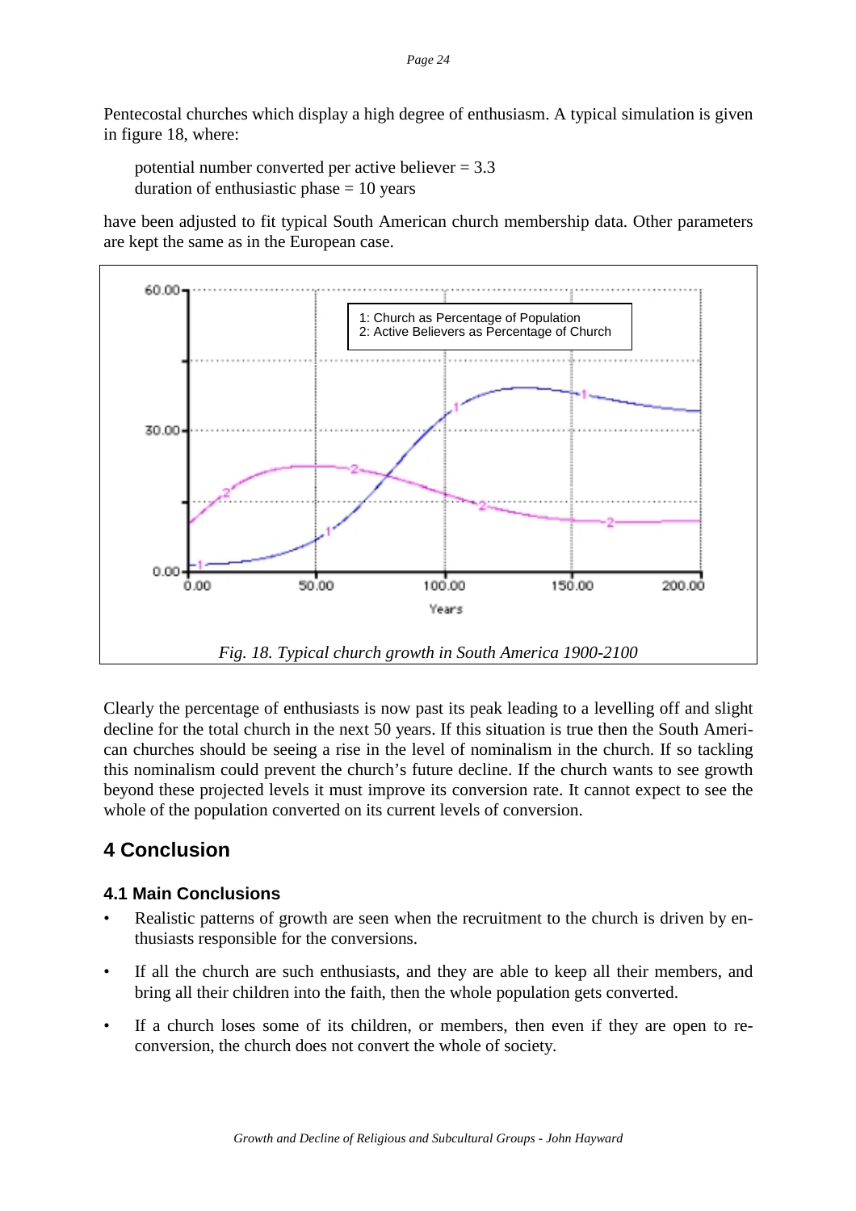Pentecostal churches which display a high degree of enthusiasm. A typical simulation is given in figure 18, where:

> potential number converted per active believer = 3.3
> duration of enthusiastic phase = 10 years

have been adjusted to fit typical South American church membership data. Other parameters are kept the same as in the European case.

*Fig. 18. Typical church growth in South America 1900-2100*

Clearly the percentage of enthusiasts is now past its peak leading to a levelling off and slight decline for the total church in the next 50 years. If this situation is true then the South American churches should be seeing a rise in the level of nominalism in the church. If so tackling this nominalism could prevent the church's future decline. If the church wants to see growth beyond these projected levels it must improve its conversion rate. It cannot expect to see the whole of the population converted on its current levels of conversion.

## 4 Conclusion

### 4.1 Main Conclusions

- Realistic patterns of growth are seen when the recruitment to the church is driven by enthusiasts responsible for the conversions.
- If all the church are such enthusiasts, and they are able to keep all their members, and bring all their children into the faith, then the whole population gets converted.
- If a church loses some of its children, or members, then even if they are open to re-conversion, the church does not convert the whole of society.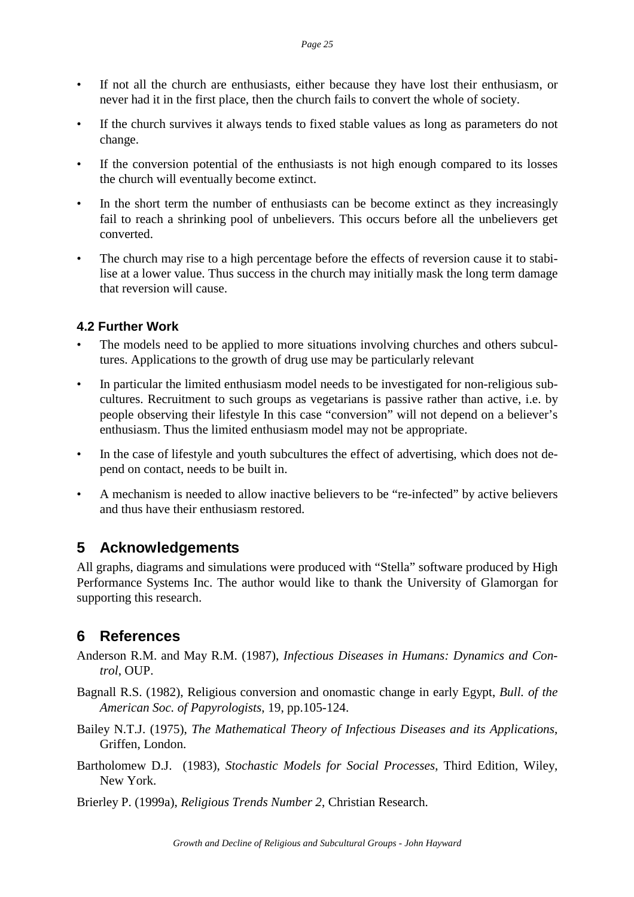- If not all the church are enthusiasts, either because they have lost their enthusiasm, or never had it in the first place, then the church fails to convert the whole of society.
- If the church survives it always tends to fixed stable values as long as parameters do not change.
- If the conversion potential of the enthusiasts is not high enough compared to its losses the church will eventually become extinct.
- In the short term the number of enthusiasts can be become extinct as they increasingly fail to reach a shrinking pool of unbelievers. This occurs before all the unbelievers get converted.
- The church may rise to a high percentage before the effects of reversion cause it to stabilise at a lower value. Thus success in the church may initially mask the long term damage that reversion will cause.

### 4.2 Further Work

- The models need to be applied to more situations involving churches and others subcultures. Applications to the growth of drug use may be particularly relevant
- In particular the limited enthusiasm model needs to be investigated for non-religious subcultures. Recruitment to such groups as vegetarians is passive rather than active, i.e. by people observing their lifestyle In this case "conversion" will not depend on a believer's enthusiasm. Thus the limited enthusiasm model may not be appropriate.
- In the case of lifestyle and youth subcultures the effect of advertising, which does not depend on contact, needs to be built in.
- A mechanism is needed to allow inactive believers to be "re-infected" by active believers and thus have their enthusiasm restored.

## 5 Acknowledgements

All graphs, diagrams and simulations were produced with "Stella" software produced by High Performance Systems Inc. The author would like to thank the University of Glamorgan for supporting this research.

## 6 References

Anderson R.M. and May R.M. (1987), *Infectious Diseases in Humans: Dynamics and Control*, OUP.

Bagnall R.S. (1982), Religious conversion and onomastic change in early Egypt, *Bull. of the American Soc. of Papyrologists*, 19, pp.105-124.

Bailey N.T.J. (1975), *The Mathematical Theory of Infectious Diseases and its Applications*, Griffen, London.

Bartholomew D.J. (1983), *Stochastic Models for Social Processes*, Third Edition, Wiley, New York.

Brierley P. (1999a), *Religious Trends Number 2*, Christian Research.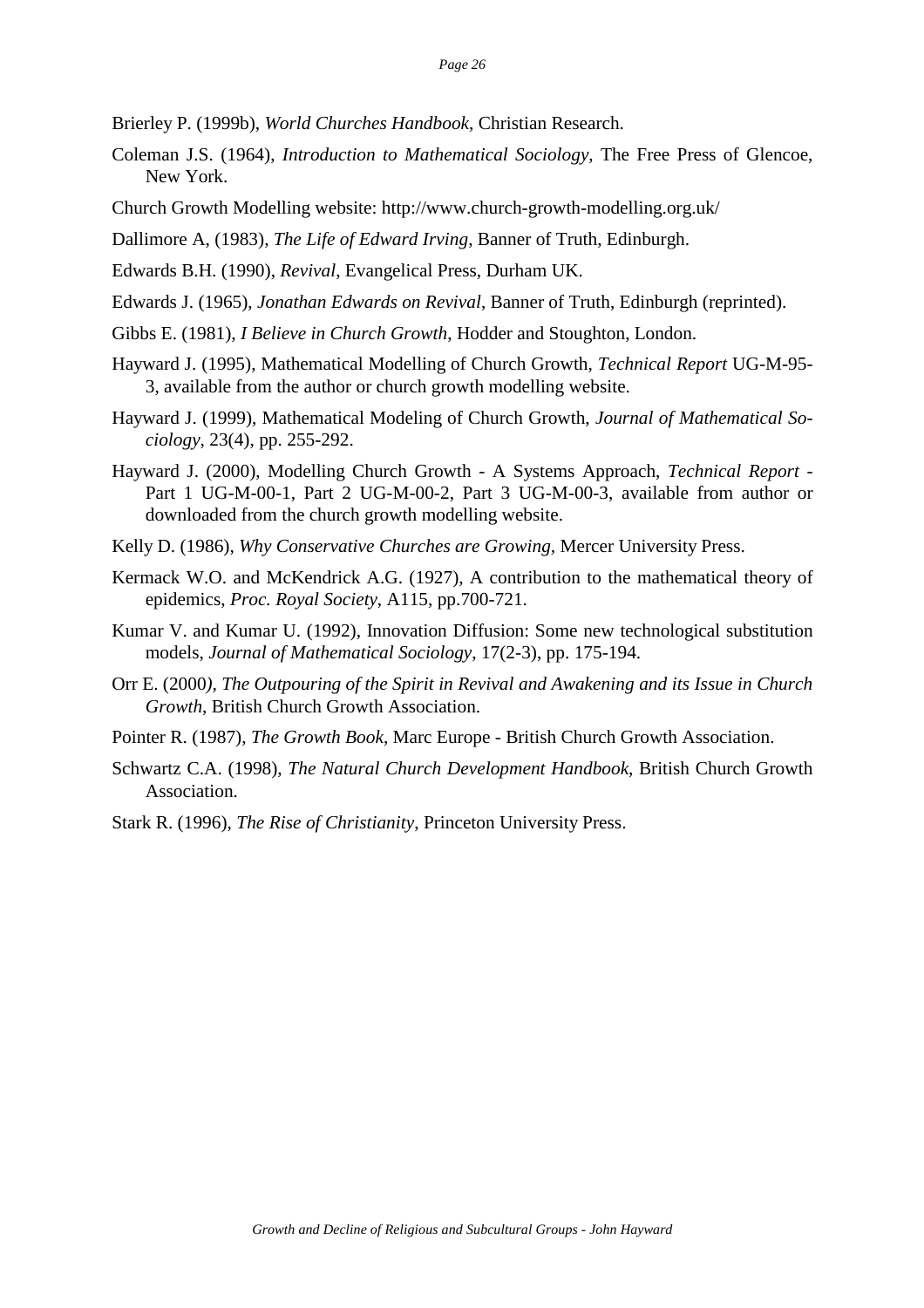Brierley P. (1999b), *World Churches Handbook*, Christian Research.

Coleman J.S. (1964), *Introduction to Mathematical Sociology*, The Free Press of Glencoe, New York.

Church Growth Modelling website: http://www.church-growth-modelling.org.uk/

Dallimore A, (1983), *The Life of Edward Irving*, Banner of Truth, Edinburgh.

Edwards B.H. (1990), *Revival*, Evangelical Press, Durham UK.

Edwards J. (1965), *Jonathan Edwards on Revival*, Banner of Truth, Edinburgh (reprinted).

Gibbs E. (1981), *I Believe in Church Growth*, Hodder and Stoughton, London.

Hayward J. (1995), Mathematical Modelling of Church Growth, *Technical Report* UG-M-95-3, available from the author or church growth modelling website.

Hayward J. (1999), Mathematical Modeling of Church Growth, *Journal of Mathematical Sociology*, 23(4), pp. 255-292.

Hayward J. (2000), Modelling Church Growth - A Systems Approach, *Technical Report* - Part 1 UG-M-00-1, Part 2 UG-M-00-2, Part 3 UG-M-00-3, available from author or downloaded from the church growth modelling website.

Kelly D. (1986), *Why Conservative Churches are Growing*, Mercer University Press.

Kermack W.O. and McKendrick A.G. (1927), A contribution to the mathematical theory of epidemics, *Proc. Royal Society*, A115, pp.700-721.

Kumar V. and Kumar U. (1992), Innovation Diffusion: Some new technological substitution models, *Journal of Mathematical Sociology*, 17(2-3), pp. 175-194.

Orr E. (2000*), The Outpouring of the Spirit in Revival and Awakening and its Issue in Church Growth*, British Church Growth Association.

Pointer R. (1987), *The Growth Book*, Marc Europe - British Church Growth Association.

Schwartz C.A. (1998), *The Natural Church Development Handbook*, British Church Growth Association.

Stark R. (1996), *The Rise of Christianity*, Princeton University Press.